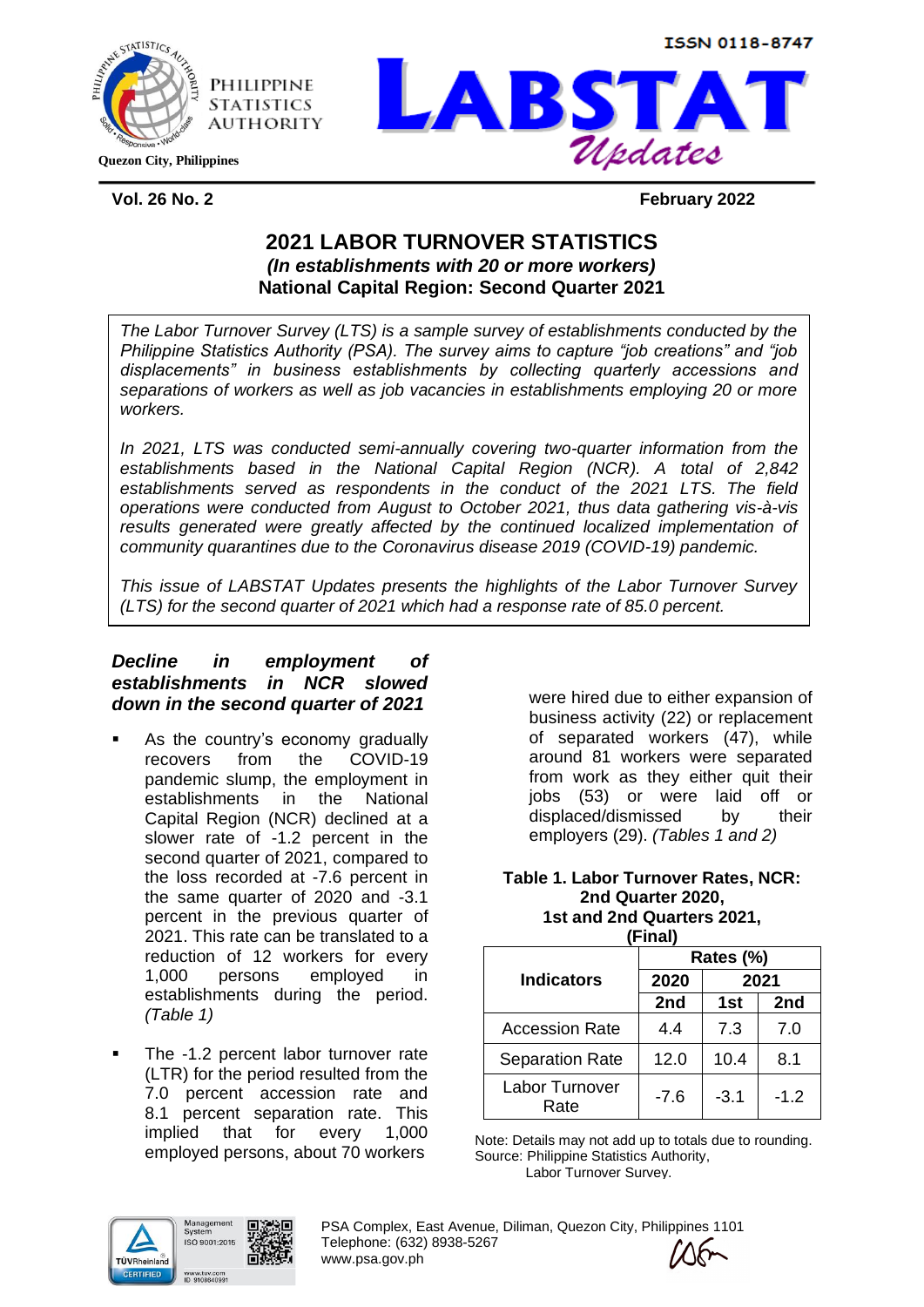ISSN 0118-8747

PHILIPPINE STATISTICS AUTHORITY

Quezon City, Philippines

# LABSTAT *Updates*

**Vol. 26 No. 2** **February 2022**

## 2021 LABOR TURNOVER STATISTICS
### *(In establishments with 20 or more workers)*
### National Capital Region: Second Quarter 2021

*The Labor Turnover Survey (LTS) is a sample survey of establishments conducted by the Philippine Statistics Authority (PSA). The survey aims to capture "job creations" and "job displacements" in business establishments by collecting quarterly accessions and separations of workers as well as job vacancies in establishments employing 20 or more workers.*

*In 2021, LTS was conducted semi-annually covering two-quarter information from the establishments based in the National Capital Region (NCR). A total of 2,842 establishments served as respondents in the conduct of the 2021 LTS. The field operations were conducted from August to October 2021, thus data gathering vis-à-vis results generated were greatly affected by the continued localized implementation of community quarantines due to the Coronavirus disease 2019 (COVID-19) pandemic.*

*This issue of LABSTAT Updates presents the highlights of the Labor Turnover Survey (LTS) for the second quarter of 2021 which had a response rate of 85.0 percent.*

### *Decline in employment of establishments in NCR slowed down in the second quarter of 2021*

- As the country's economy gradually recovers from the COVID-19 pandemic slump, the employment in establishments in the National Capital Region (NCR) declined at a slower rate of -1.2 percent in the second quarter of 2021, compared to the loss recorded at -7.6 percent in the same quarter of 2020 and -3.1 percent in the previous quarter of 2021. This rate can be translated to a reduction of 12 workers for every 1,000 persons employed in establishments during the period. *(Table 1)*

- The -1.2 percent labor turnover rate (LTR) for the period resulted from the 7.0 percent accession rate and 8.1 percent separation rate. This implied that for every 1,000 employed persons, about 70 workers were hired due to either expansion of business activity (22) or replacement of separated workers (47), while around 81 workers were separated from work as they either quit their jobs (53) or were laid off or displaced/dismissed by their employers (29). *(Tables 1 and 2)*

**Table 1. Labor Turnover Rates, NCR: 2nd Quarter 2020, 1st and 2nd Quarters 2021, (Final)**

| Indicators | Rates (%) | | |
|---|---|---|---|
| | 2020 | 2021 | |
| | 2nd | 1st | 2nd |
| Accession Rate | 4.4 | 7.3 | 7.0 |
| Separation Rate | 12.0 | 10.4 | 8.1 |
| Labor Turnover Rate | -7.6 | -3.1 | -1.2 |

Note: Details may not add up to totals due to rounding.
Source: Philippine Statistics Authority, Labor Turnover Survey.

PSA Complex, East Avenue, Diliman, Quezon City, Philippines 1101
Telephone: (632) 8938-5267
www.psa.gov.ph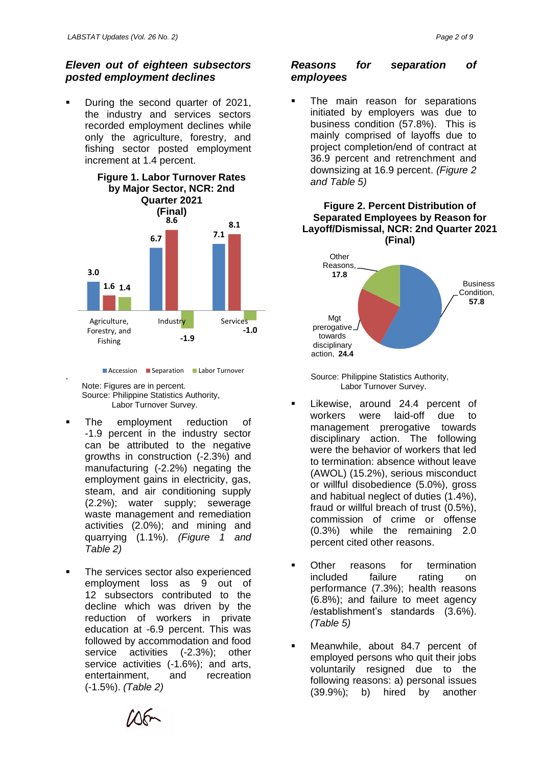### *Eleven out of eighteen subsectors posted employment declines*

- During the second quarter of 2021, the industry and services sectors recorded employment declines while only the agriculture, forestry, and fishing sector posted employment increment at 1.4 percent.

**Figure 1. Labor Turnover Rates by Major Sector, NCR: 2nd Quarter 2021 (Final)**

| Sector | Accession | Separation | Labor Turnover |
|---|---|---|---|
| Agriculture, Forestry, and Fishing | 3.0 | 1.6 | 1.4 |
| Industry | 6.7 | 8.6 | -1.9 |
| Services | 7.1 | 8.1 | -1.0 |

Note: Figures are in percent.
Source: Philippine Statistics Authority, Labor Turnover Survey.

- The employment reduction of -1.9 percent in the industry sector can be attributed to the negative growths in construction (-2.3%) and manufacturing (-2.2%) negating the employment gains in electricity, gas, steam, and air conditioning supply (2.2%); water supply; sewerage waste management and remediation activities (2.0%); and mining and quarrying (1.1%). *(Figure 1 and Table 2)*

- The services sector also experienced employment loss as 9 out of 12 subsectors contributed to the decline which was driven by the reduction of workers in private education at -6.9 percent. This was followed by accommodation and food service activities (-2.3%); other service activities (-1.6%); and arts, entertainment, and recreation (-1.5%). *(Table 2)*

### *Reasons for separation of employees*

- The main reason for separations initiated by employers was due to business condition (57.8%). This is mainly comprised of layoffs due to project completion/end of contract at 36.9 percent and retrenchment and downsizing at 16.9 percent. *(Figure 2 and Table 5)*

**Figure 2. Percent Distribution of Separated Employees by Reason for Layoff/Dismissal, NCR: 2nd Quarter 2021 (Final)**

| Reason | Percent |
|---|---|
| Business Condition | 57.8 |
| Mgt prerogative towards disciplinary action | 24.4 |
| Other Reasons | 17.8 |

Source: Philippine Statistics Authority, Labor Turnover Survey.

- Likewise, around 24.4 percent of workers were laid-off due to management prerogative towards disciplinary action. The following were the behavior of workers that led to termination: absence without leave (AWOL) (15.2%), serious misconduct or willful disobedience (5.0%), gross and habitual neglect of duties (1.4%), fraud or willful breach of trust (0.5%), commission of crime or offense (0.3%) while the remaining 2.0 percent cited other reasons.

- Other reasons for termination included failure rating on performance (7.3%); health reasons (6.8%); and failure to meet agency /establishment's standards (3.6%). *(Table 5)*

- Meanwhile, about 84.7 percent of employed persons who quit their jobs voluntarily resigned due to the following reasons: a) personal issues (39.9%); b) hired by another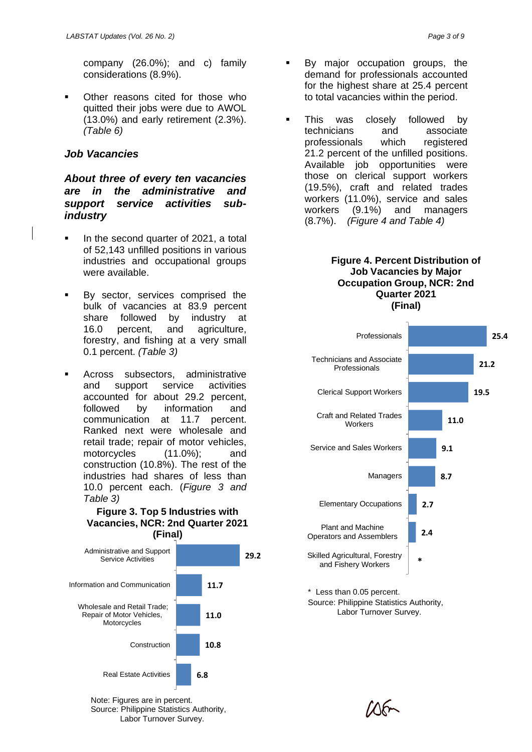company (26.0%); and c) family considerations (8.9%).

- Other reasons cited for those who quitted their jobs were due to AWOL (13.0%) and early retirement (2.3%). *(Table 6)*

## *Job Vacancies*

### *About three of every ten vacancies are in the administrative and support service activities sub-industry*

- In the second quarter of 2021, a total of 52,143 unfilled positions in various industries and occupational groups were available.

- By sector, services comprised the bulk of vacancies at 83.9 percent share followed by industry at 16.0 percent, and agriculture, forestry, and fishing at a very small 0.1 percent. *(Table 3)*

- Across subsectors, administrative and support service activities accounted for about 29.2 percent, followed by information and communication at 11.7 percent. Ranked next were wholesale and retail trade; repair of motor vehicles, motorcycles (11.0%); and construction (10.8%). The rest of the industries had shares of less than 10.0 percent each. (*Figure 3 and Table 3)*

**Figure 3. Top 5 Industries with Vacancies, NCR: 2nd Quarter 2021 (Final)**

| Industry | Percent |
|---|---|
| Administrative and Support Service Activities | 29.2 |
| Information and Communication | 11.7 |
| Wholesale and Retail Trade; Repair of Motor Vehicles, Motorcycles | 11.0 |
| Construction | 10.8 |
| Real Estate Activities | 6.8 |

Note: Figures are in percent.
Source: Philippine Statistics Authority, Labor Turnover Survey.

- By major occupation groups, the demand for professionals accounted for the highest share at 25.4 percent to total vacancies within the period.

- This was closely followed by technicians and associate professionals which registered 21.2 percent of the unfilled positions. Available job opportunities were those on clerical support workers (19.5%), craft and related trades workers (11.0%), service and sales workers (9.1%) and managers (8.7%). *(Figure 4 and Table 4)*

**Figure 4. Percent Distribution of Job Vacancies by Major Occupation Group, NCR: 2nd Quarter 2021 (Final)**

| Major Occupation Group | Percent |
|---|---|
| Professionals | 25.4 |
| Technicians and Associate Professionals | 21.2 |
| Clerical Support Workers | 19.5 |
| Craft and Related Trades Workers | 11.0 |
| Service and Sales Workers | 9.1 |
| Managers | 8.7 |
| Elementary Occupations | 2.7 |
| Plant and Machine Operators and Assemblers | 2.4 |
| Skilled Agricultural, Forestry and Fishery Workers | * |

\* Less than 0.05 percent.
Source: Philippine Statistics Authority, Labor Turnover Survey.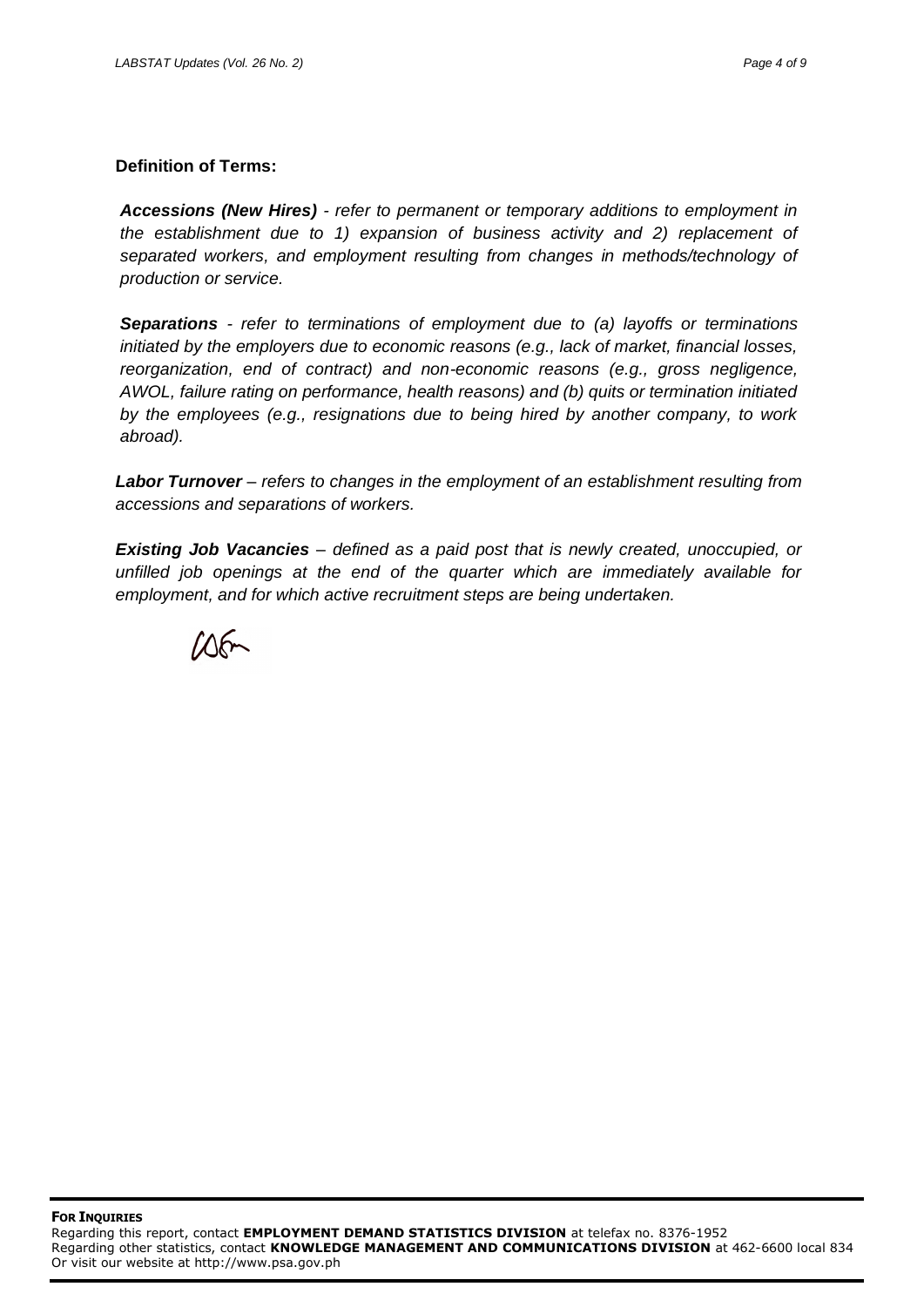**Definition of Terms:**

***Accessions (New Hires)*** *- refer to permanent or temporary additions to employment in the establishment due to 1) expansion of business activity and 2) replacement of separated workers, and employment resulting from changes in methods/technology of production or service.*

***Separations*** *- refer to terminations of employment due to (a) layoffs or terminations initiated by the employers due to economic reasons (e.g., lack of market, financial losses, reorganization, end of contract) and non-economic reasons (e.g., gross negligence, AWOL, failure rating on performance, health reasons) and (b) quits or termination initiated by the employees (e.g., resignations due to being hired by another company, to work abroad).*

***Labor Turnover*** *– refers to changes in the employment of an establishment resulting from accessions and separations of workers.*

***Existing Job Vacancies*** *– defined as a paid post that is newly created, unoccupied, or unfilled job openings at the end of the quarter which are immediately available for employment, and for which active recruitment steps are being undertaken.*

**FOR INQUIRIES**
Regarding this report, contact **EMPLOYMENT DEMAND STATISTICS DIVISION** at telefax no. 8376-1952
Regarding other statistics, contact **KNOWLEDGE MANAGEMENT AND COMMUNICATIONS DIVISION** at 462-6600 local 834
Or visit our website at http://www.psa.gov.ph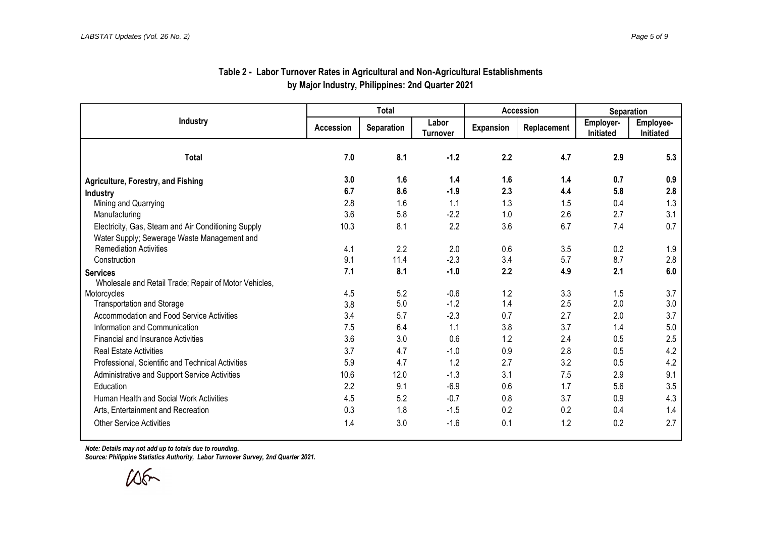### Table 2 - Labor Turnover Rates in Agricultural and Non-Agricultural Establishments by Major Industry, Philippines: 2nd Quarter 2021

| Industry | Total | | | Accession | | Separation | |
|---|---|---|---|---|---|---|---|
| | Accession | Separation | Labor Turnover | Expansion | Replacement | Employer-Initiated | Employee-Initiated |
| **Total** | **7.0** | **8.1** | **-1.2** | **2.2** | **4.7** | **2.9** | **5.3** |
| **Agriculture, Forestry, and Fishing** | **3.0** | **1.6** | **1.4** | **1.6** | **1.4** | **0.7** | **0.9** |
| **Industry** | **6.7** | **8.6** | **-1.9** | **2.3** | **4.4** | **5.8** | **2.8** |
| Mining and Quarrying | 2.8 | 1.6 | 1.1 | 1.3 | 1.5 | 0.4 | 1.3 |
| Manufacturing | 3.6 | 5.8 | -2.2 | 1.0 | 2.6 | 2.7 | 3.1 |
| Electricity, Gas, Steam and Air Conditioning Supply | 10.3 | 8.1 | 2.2 | 3.6 | 6.7 | 7.4 | 0.7 |
| Water Supply; Sewerage Waste Management and Remediation Activities | 4.1 | 2.2 | 2.0 | 0.6 | 3.5 | 0.2 | 1.9 |
| Construction | 9.1 | 11.4 | -2.3 | 3.4 | 5.7 | 8.7 | 2.8 |
| **Services** | **7.1** | **8.1** | **-1.0** | **2.2** | **4.9** | **2.1** | **6.0** |
| Wholesale and Retail Trade; Repair of Motor Vehicles, Motorcycles | 4.5 | 5.2 | -0.6 | 1.2 | 3.3 | 1.5 | 3.7 |
| Transportation and Storage | 3.8 | 5.0 | -1.2 | 1.4 | 2.5 | 2.0 | 3.0 |
| Accommodation and Food Service Activities | 3.4 | 5.7 | -2.3 | 0.7 | 2.7 | 2.0 | 3.7 |
| Information and Communication | 7.5 | 6.4 | 1.1 | 3.8 | 3.7 | 1.4 | 5.0 |
| Financial and Insurance Activities | 3.6 | 3.0 | 0.6 | 1.2 | 2.4 | 0.5 | 2.5 |
| Real Estate Activities | 3.7 | 4.7 | -1.0 | 0.9 | 2.8 | 0.5 | 4.2 |
| Professional, Scientific and Technical Activities | 5.9 | 4.7 | 1.2 | 2.7 | 3.2 | 0.5 | 4.2 |
| Administrative and Support Service Activities | 10.6 | 12.0 | -1.3 | 3.1 | 7.5 | 2.9 | 9.1 |
| Education | 2.2 | 9.1 | -6.9 | 0.6 | 1.7 | 5.6 | 3.5 |
| Human Health and Social Work Activities | 4.5 | 5.2 | -0.7 | 0.8 | 3.7 | 0.9 | 4.3 |
| Arts, Entertainment and Recreation | 0.3 | 1.8 | -1.5 | 0.2 | 0.2 | 0.4 | 1.4 |
| Other Service Activities | 1.4 | 3.0 | -1.6 | 0.1 | 1.2 | 0.2 | 2.7 |

***Note: Details may not add up to totals due to rounding.***
***Source: Philippine Statistics Authority, Labor Turnover Survey, 2nd Quarter 2021.***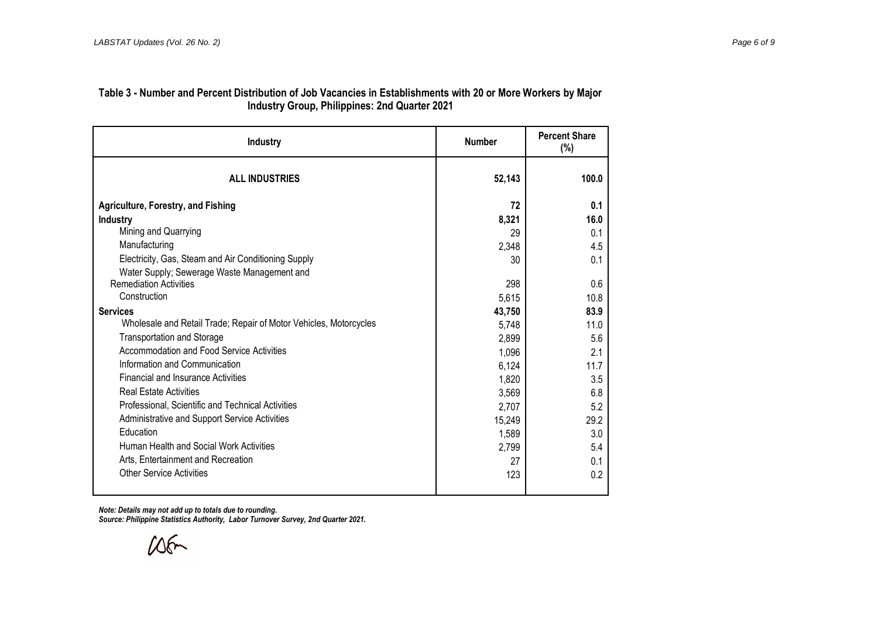**Table 3 - Number and Percent Distribution of Job Vacancies in Establishments with 20 or More Workers by Major Industry Group, Philippines: 2nd Quarter 2021**

| Industry | Number | Percent Share (%) |
|---|---|---|
| **ALL INDUSTRIES** | **52,143** | **100.0** |
| **Agriculture, Forestry, and Fishing** | **72** | **0.1** |
| **Industry** | **8,321** | **16.0** |
| Mining and Quarrying | 29 | 0.1 |
| Manufacturing | 2,348 | 4.5 |
| Electricity, Gas, Steam and Air Conditioning Supply | 30 | 0.1 |
| Water Supply; Sewerage Waste Management and Remediation Activities | 298 | 0.6 |
| Construction | 5,615 | 10.8 |
| **Services** | **43,750** | **83.9** |
| Wholesale and Retail Trade; Repair of Motor Vehicles, Motorcycles | 5,748 | 11.0 |
| Transportation and Storage | 2,899 | 5.6 |
| Accommodation and Food Service Activities | 1,096 | 2.1 |
| Information and Communication | 6,124 | 11.7 |
| Financial and Insurance Activities | 1,820 | 3.5 |
| Real Estate Activities | 3,569 | 6.8 |
| Professional, Scientific and Technical Activities | 2,707 | 5.2 |
| Administrative and Support Service Activities | 15,249 | 29.2 |
| Education | 1,589 | 3.0 |
| Human Health and Social Work Activities | 2,799 | 5.4 |
| Arts, Entertainment and Recreation | 27 | 0.1 |
| Other Service Activities | 123 | 0.2 |

***Note: Details may not add up to totals due to rounding.***
***Source: Philippine Statistics Authority, Labor Turnover Survey, 2nd Quarter 2021.***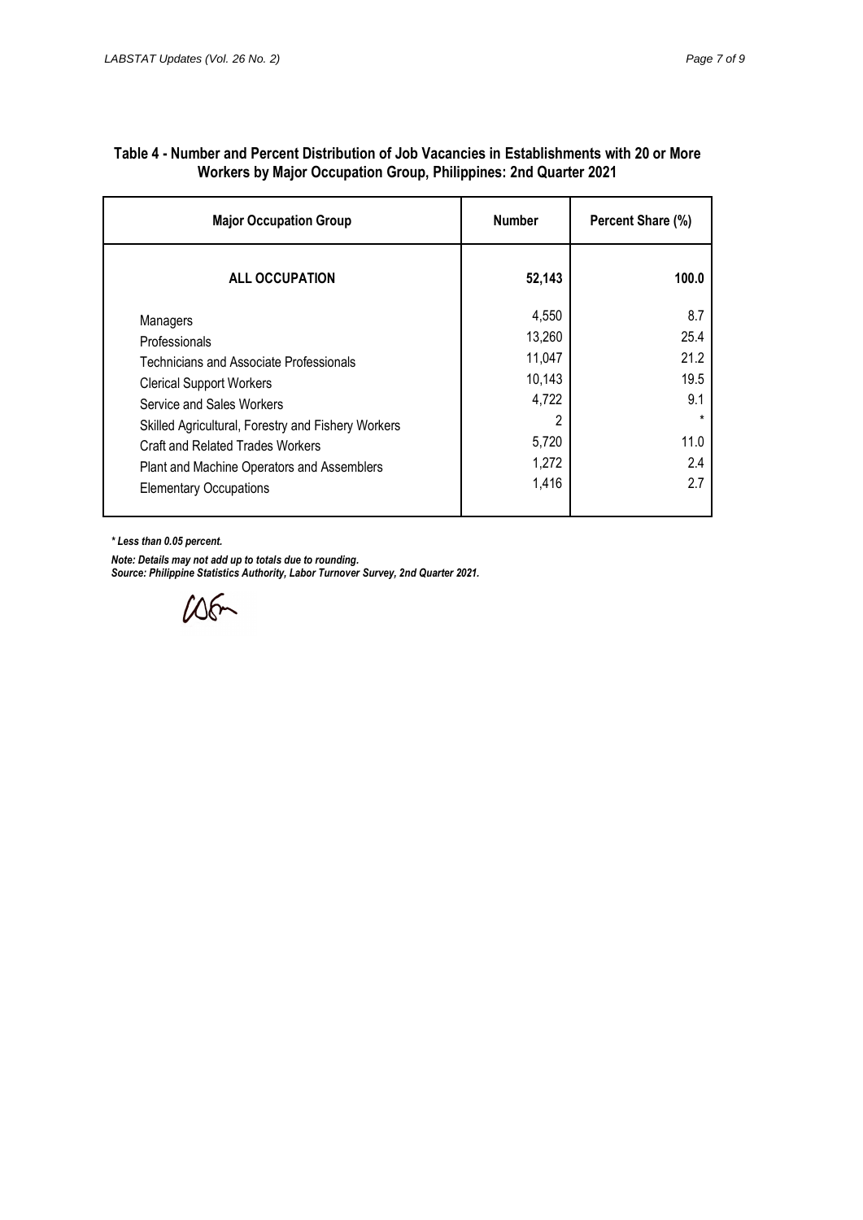**Table 4 - Number and Percent Distribution of Job Vacancies in Establishments with 20 or More Workers by Major Occupation Group, Philippines: 2nd Quarter 2021**

| Major Occupation Group | Number | Percent Share (%) |
|---|---|---|
| **ALL OCCUPATION** | **52,143** | **100.0** |
| Managers | 4,550 | 8.7 |
| Professionals | 13,260 | 25.4 |
| Technicians and Associate Professionals | 11,047 | 21.2 |
| Clerical Support Workers | 10,143 | 19.5 |
| Service and Sales Workers | 4,722 | 9.1 |
| Skilled Agricultural, Forestry and Fishery Workers | 2 | * |
| Craft and Related Trades Workers | 5,720 | 11.0 |
| Plant and Machine Operators and Assemblers | 1,272 | 2.4 |
| Elementary Occupations | 1,416 | 2.7 |

***\* Less than 0.05 percent.***

***Note: Details may not add up to totals due to rounding.***
***Source: Philippine Statistics Authority, Labor Turnover Survey, 2nd Quarter 2021.***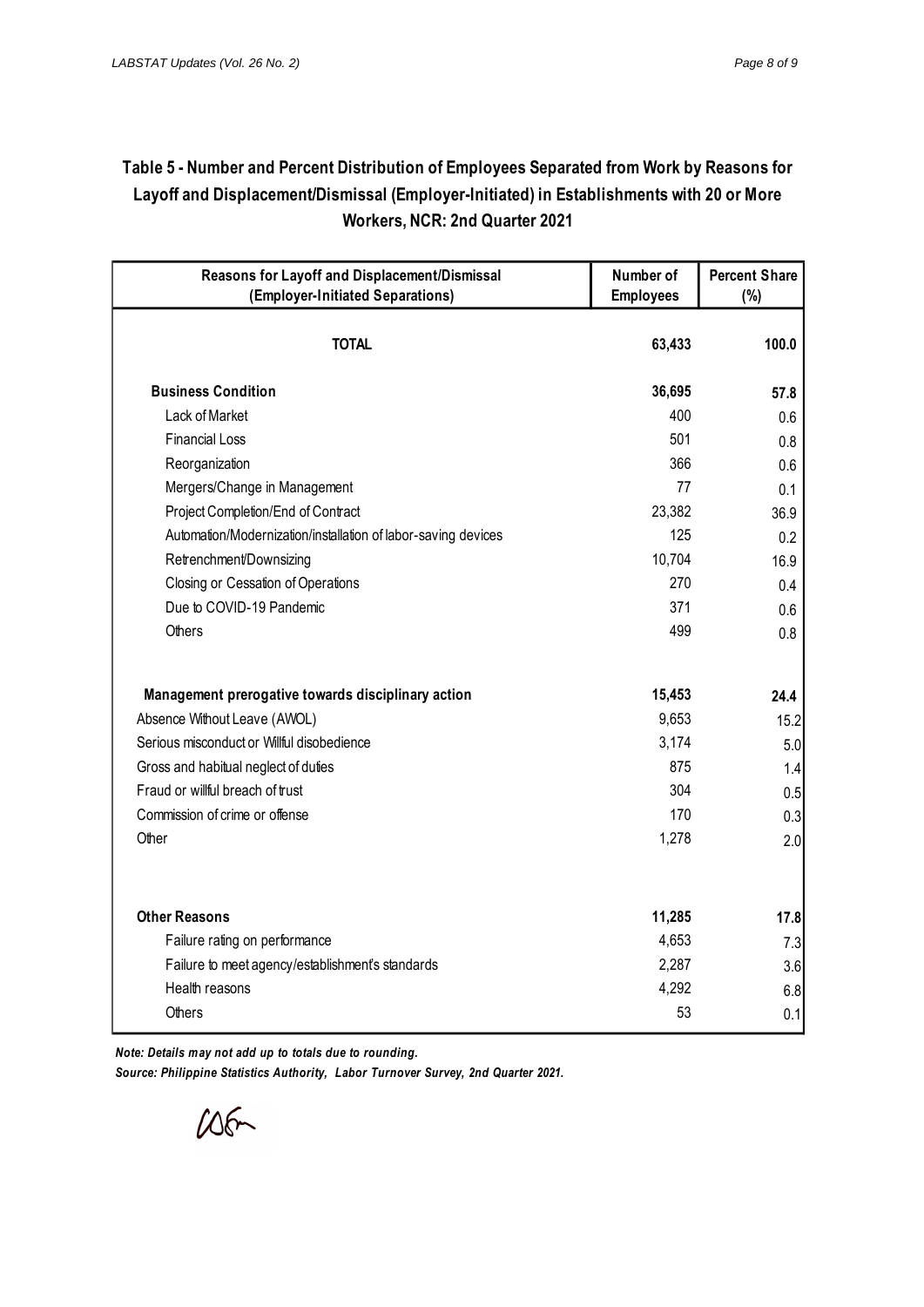## Table 5 - Number and Percent Distribution of Employees Separated from Work by Reasons for Layoff and Displacement/Dismissal (Employer-Initiated) in Establishments with 20 or More Workers, NCR: 2nd Quarter 2021

| Reasons for Layoff and Displacement/Dismissal (Employer-Initiated Separations) | Number of Employees | Percent Share (%) |
|---|---|---|
| **TOTAL** | **63,433** | **100.0** |
| **Business Condition** | **36,695** | **57.8** |
| Lack of Market | 400 | 0.6 |
| Financial Loss | 501 | 0.8 |
| Reorganization | 366 | 0.6 |
| Mergers/Change in Management | 77 | 0.1 |
| Project Completion/End of Contract | 23,382 | 36.9 |
| Automation/Modernization/installation of labor-saving devices | 125 | 0.2 |
| Retrenchment/Downsizing | 10,704 | 16.9 |
| Closing or Cessation of Operations | 270 | 0.4 |
| Due to COVID-19 Pandemic | 371 | 0.6 |
| Others | 499 | 0.8 |
| **Management prerogative towards disciplinary action** | **15,453** | **24.4** |
| Absence Without Leave (AWOL) | 9,653 | 15.2 |
| Serious misconduct or Willful disobedience | 3,174 | 5.0 |
| Gross and habitual neglect of duties | 875 | 1.4 |
| Fraud or willful breach of trust | 304 | 0.5 |
| Commission of crime or offense | 170 | 0.3 |
| Other | 1,278 | 2.0 |
| **Other Reasons** | **11,285** | **17.8** |
| Failure rating on performance | 4,653 | 7.3 |
| Failure to meet agency/establishment's standards | 2,287 | 3.6 |
| Health reasons | 4,292 | 6.8 |
| Others | 53 | 0.1 |

***Note: Details may not add up to totals due to rounding.***

***Source: Philippine Statistics Authority, Labor Turnover Survey, 2nd Quarter 2021.***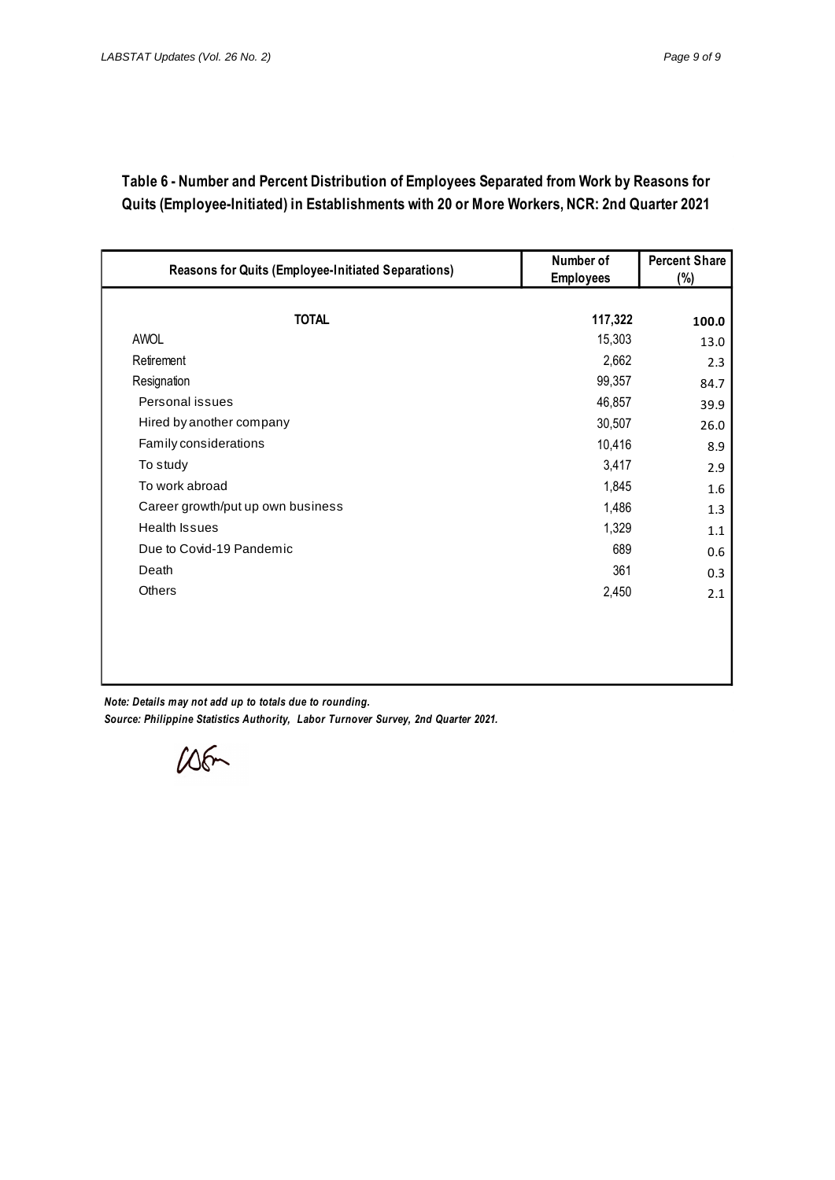**Table 6 - Number and Percent Distribution of Employees Separated from Work by Reasons for Quits (Employee-Initiated) in Establishments with 20 or More Workers, NCR: 2nd Quarter 2021**

| Reasons for Quits (Employee-Initiated Separations) | Number of Employees | Percent Share (%) |
|---|---|---|
| **TOTAL** | **117,322** | **100.0** |
| AWOL | 15,303 | 13.0 |
| Retirement | 2,662 | 2.3 |
| Resignation | 99,357 | 84.7 |
| Personal issues | 46,857 | 39.9 |
| Hired by another company | 30,507 | 26.0 |
| Family considerations | 10,416 | 8.9 |
| To study | 3,417 | 2.9 |
| To work abroad | 1,845 | 1.6 |
| Career growth/put up own business | 1,486 | 1.3 |
| Health Issues | 1,329 | 1.1 |
| Due to Covid-19 Pandemic | 689 | 0.6 |
| Death | 361 | 0.3 |
| Others | 2,450 | 2.1 |

*Note: Details may not add up to totals due to rounding.*

*Source: Philippine Statistics Authority, Labor Turnover Survey, 2nd Quarter 2021.*